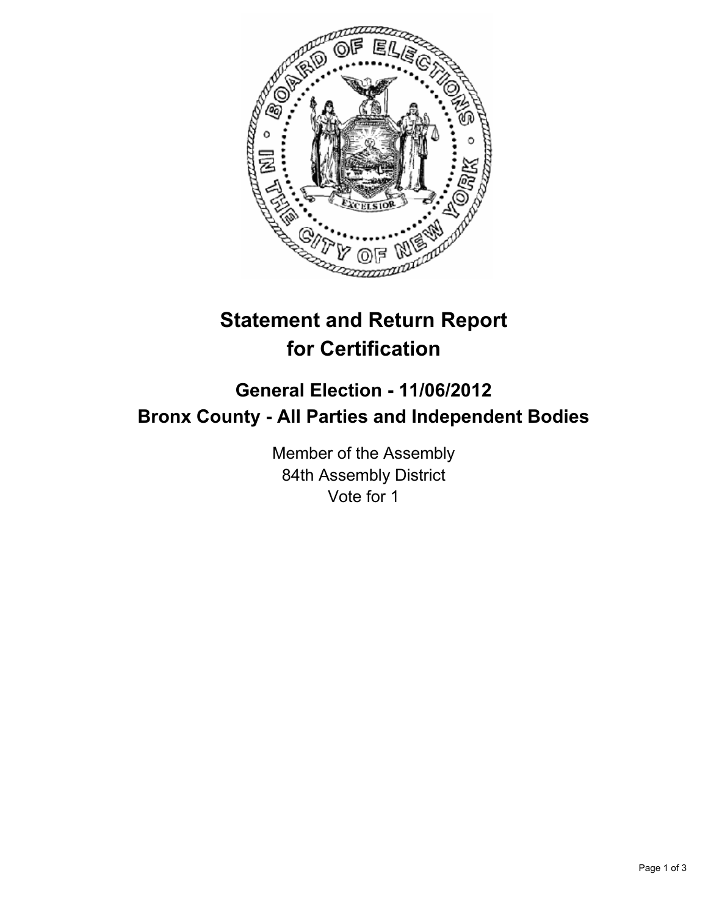# Statement and Return Report for Certification

## General Election - 11/06/2012
## Bronx County - All Parties and Independent Bodies

Member of the Assembly
84th Assembly District
Vote for 1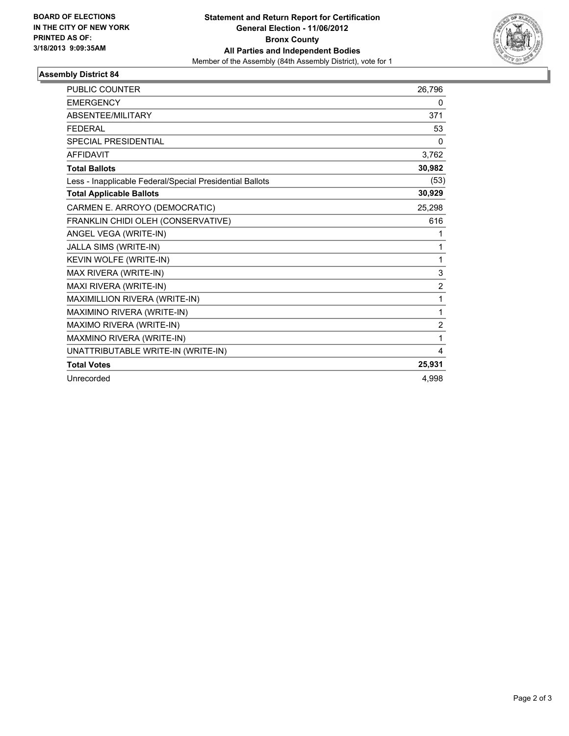**BOARD OF ELECTIONS IN THE CITY OF NEW YORK PRINTED AS OF: 3/18/2013 9:09:35AM**

**Statement and Return Report for Certification**
**General Election - 11/06/2012**
**Bronx County**
**All Parties and Independent Bodies**
Member of the Assembly (84th Assembly District), vote for 1

### Assembly District 84

| | |
|---|---|
| PUBLIC COUNTER | 26,796 |
| EMERGENCY | 0 |
| ABSENTEE/MILITARY | 371 |
| FEDERAL | 53 |
| SPECIAL PRESIDENTIAL | 0 |
| AFFIDAVIT | 3,762 |
| **Total Ballots** | **30,982** |
| Less - Inapplicable Federal/Special Presidential Ballots | (53) |
| **Total Applicable Ballots** | **30,929** |
| CARMEN E. ARROYO (DEMOCRATIC) | 25,298 |
| FRANKLIN CHIDI OLEH (CONSERVATIVE) | 616 |
| ANGEL VEGA (WRITE-IN) | 1 |
| JALLA SIMS (WRITE-IN) | 1 |
| KEVIN WOLFE (WRITE-IN) | 1 |
| MAX RIVERA (WRITE-IN) | 3 |
| MAXI RIVERA (WRITE-IN) | 2 |
| MAXIMILLION RIVERA (WRITE-IN) | 1 |
| MAXIMINO RIVERA (WRITE-IN) | 1 |
| MAXIMO RIVERA (WRITE-IN) | 2 |
| MAXMINO RIVERA (WRITE-IN) | 1 |
| UNATTRIBUTABLE WRITE-IN (WRITE-IN) | 4 |
| **Total Votes** | **25,931** |
| Unrecorded | 4,998 |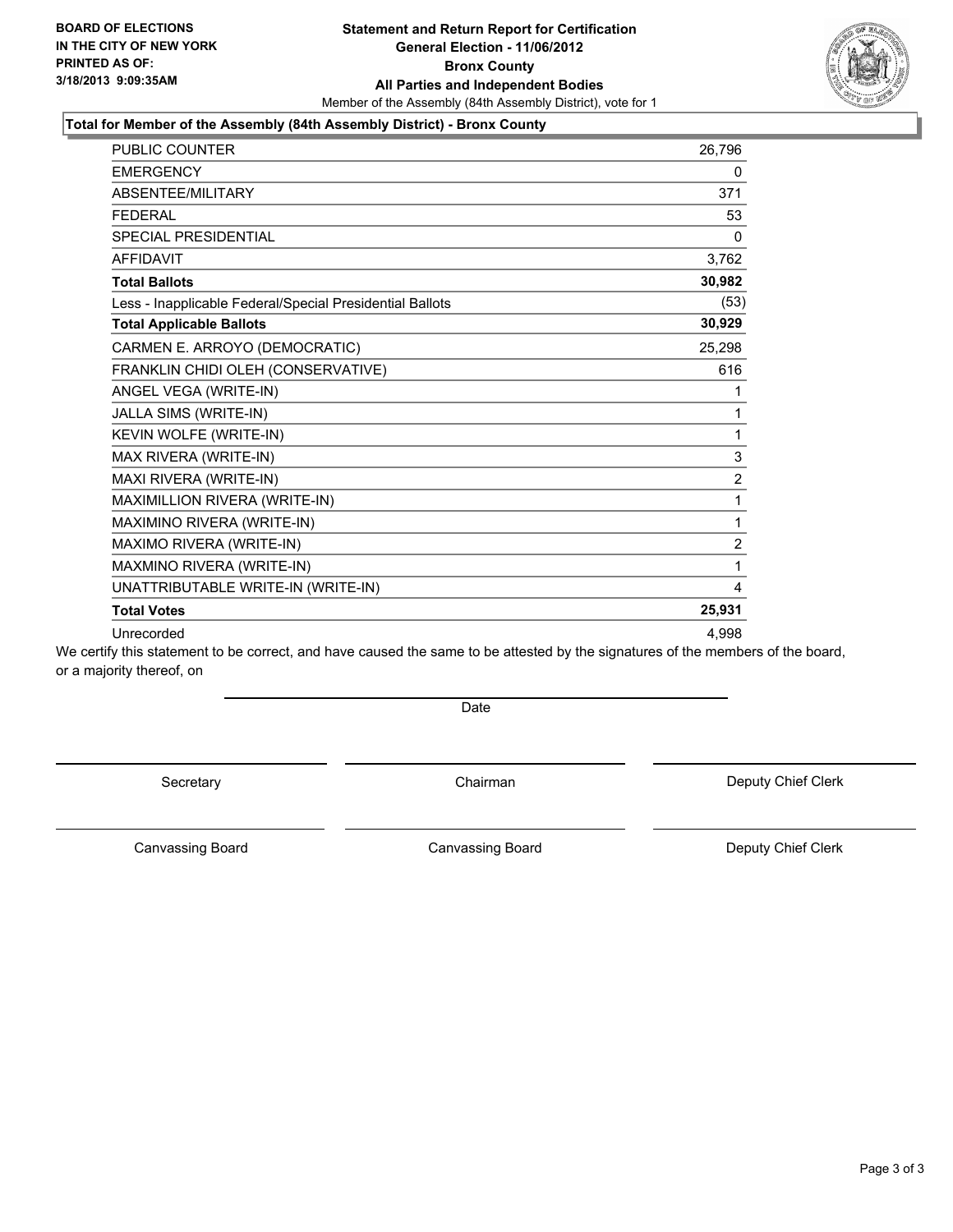**BOARD OF ELECTIONS**
**IN THE CITY OF NEW YORK**
**PRINTED AS OF:**
**3/18/2013 9:09:35AM**

**Statement and Return Report for Certification**
**General Election - 11/06/2012**
**Bronx County**
**All Parties and Independent Bodies**
Member of the Assembly (84th Assembly District), vote for 1

**Total for Member of the Assembly (84th Assembly District) - Bronx County**

| | |
|---|---|
| PUBLIC COUNTER | 26,796 |
| EMERGENCY | 0 |
| ABSENTEE/MILITARY | 371 |
| FEDERAL | 53 |
| SPECIAL PRESIDENTIAL | 0 |
| AFFIDAVIT | 3,762 |
| **Total Ballots** | **30,982** |
| Less - Inapplicable Federal/Special Presidential Ballots | (53) |
| **Total Applicable Ballots** | **30,929** |
| CARMEN E. ARROYO (DEMOCRATIC) | 25,298 |
| FRANKLIN CHIDI OLEH (CONSERVATIVE) | 616 |
| ANGEL VEGA (WRITE-IN) | 1 |
| JALLA SIMS (WRITE-IN) | 1 |
| KEVIN WOLFE (WRITE-IN) | 1 |
| MAX RIVERA (WRITE-IN) | 3 |
| MAXI RIVERA (WRITE-IN) | 2 |
| MAXIMILLION RIVERA (WRITE-IN) | 1 |
| MAXIMINO RIVERA (WRITE-IN) | 1 |
| MAXIMO RIVERA (WRITE-IN) | 2 |
| MAXMINO RIVERA (WRITE-IN) | 1 |
| UNATTRIBUTABLE WRITE-IN (WRITE-IN) | 4 |
| **Total Votes** | **25,931** |
| Unrecorded | 4,998 |

We certify this statement to be correct, and have caused the same to be attested by the signatures of the members of the board, or a majority thereof, on

Date

Secretary

Chairman

Deputy Chief Clerk

Canvassing Board

Canvassing Board

Deputy Chief Clerk